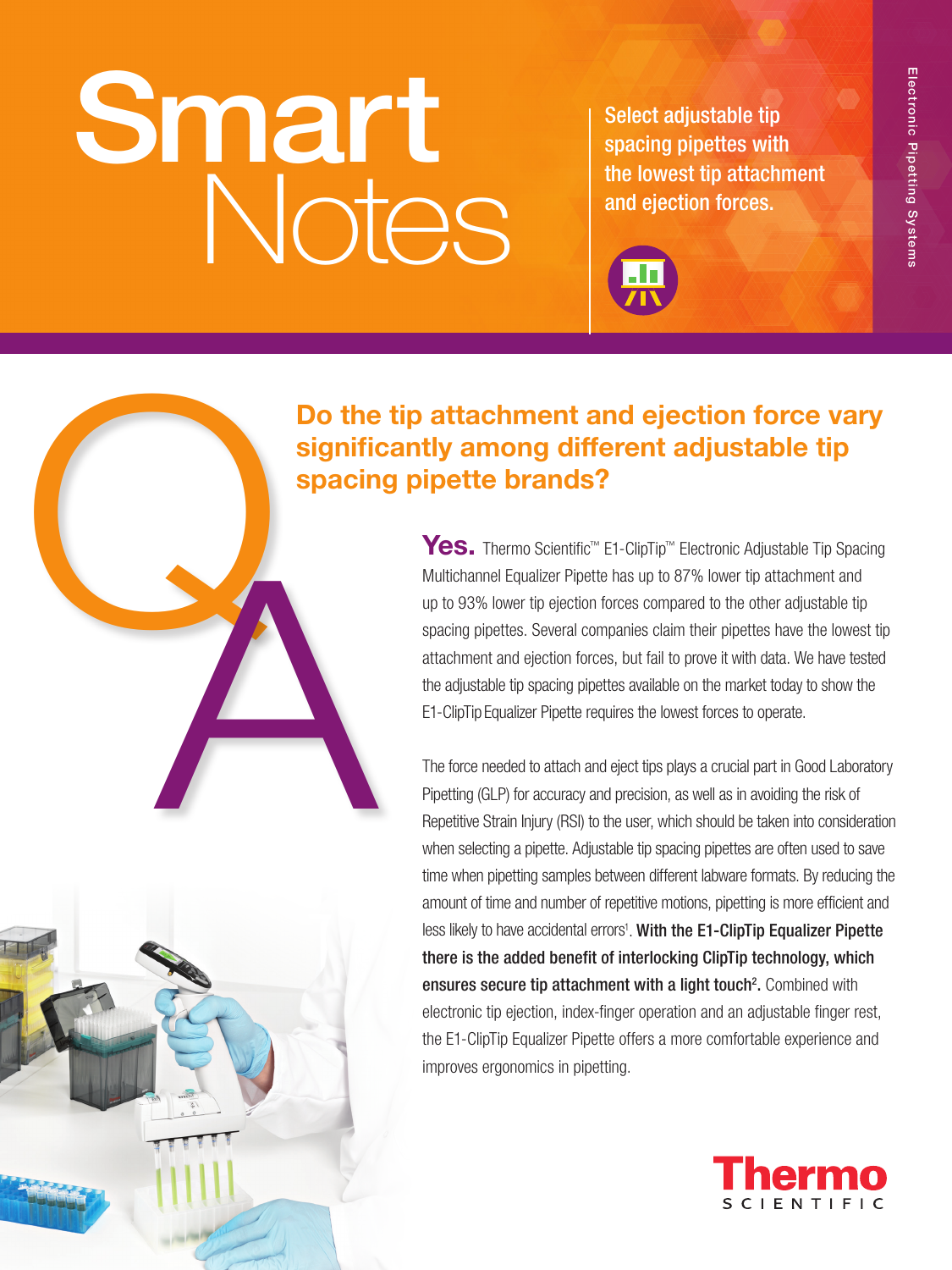# Smart Notes

Select adjustable tip spacing pipettes with the lowest tip attachment and ejection forces.

Electronic Pipetting Systems

## Q: Do the tip attachment and ejection force vary significantly among different adjustable tip spacing pipette brands?

**A: Yes.** Thermo Scientific™ E1-ClipTip™ Electronic Adjustable Tip Spacing Multichannel Equalizer Pipette has up to 87% lower tip attachment and up to 93% lower tip ejection forces compared to the other adjustable tip spacing pipettes. Several companies claim their pipettes have the lowest tip attachment and ejection forces, but fail to prove it with data. We have tested the adjustable tip spacing pipettes available on the market today to show the E1-ClipTip Equalizer Pipette requires the lowest forces to operate.

The force needed to attach and eject tips plays a crucial part in Good Laboratory Pipetting (GLP) for accuracy and precision, as well as in avoiding the risk of Repetitive Strain Injury (RSI) to the user, which should be taken into consideration when selecting a pipette. Adjustable tip spacing pipettes are often used to save time when pipetting samples between different labware formats. By reducing the amount of time and number of repetitive motions, pipetting is more efficient and less likely to have accidental errors[1]. **With the E1-ClipTip Equalizer Pipette there is the added benefit of interlocking ClipTip technology, which ensures secure tip attachment with a light touch[2].** Combined with electronic tip ejection, index-finger operation and an adjustable finger rest, the E1-ClipTip Equalizer Pipette offers a more comfortable experience and improves ergonomics in pipetting.

Thermo SCIENTIFIC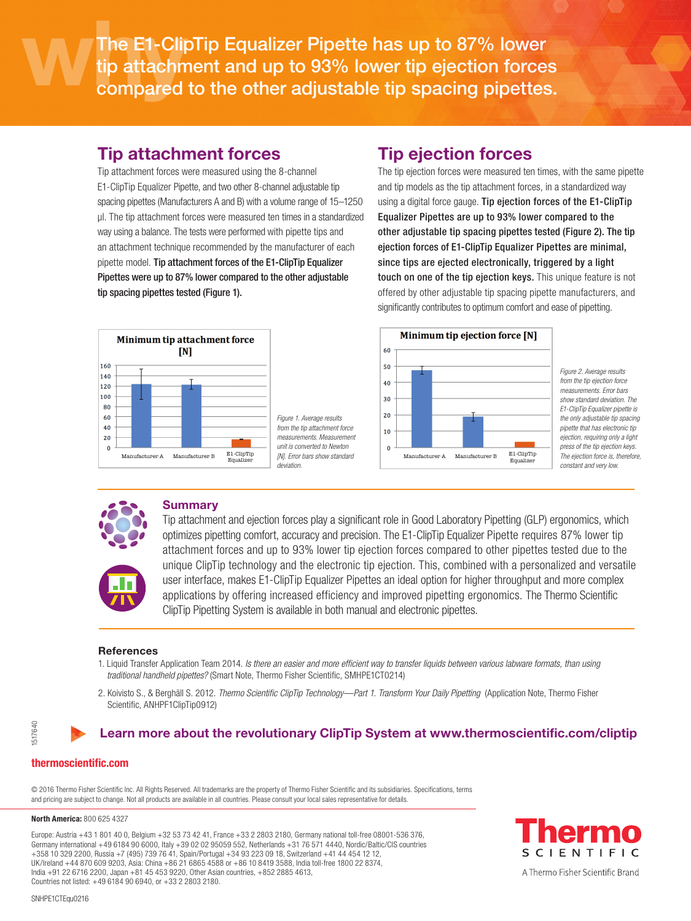# The E1-ClipTip Equalizer Pipette has up to 87% lower tip attachment and up to 93% lower tip ejection forces compared to the other adjustable tip spacing pipettes.

## Tip attachment forces

Tip attachment forces were measured using the 8-channel E1-ClipTip Equalizer Pipette, and two other 8-channel adjustable tip spacing pipettes (Manufacturers A and B) with a volume range of 15–1250 µl. The tip attachment forces were measured ten times in a standardized way using a balance. The tests were performed with pipette tips and an attachment technique recommended by the manufacturer of each pipette model. **Tip attachment forces of the E1-ClipTip Equalizer Pipettes were up to 87% lower compared to the other adjustable tip spacing pipettes tested (Figure 1).**

Minimum tip attachment force [N]

160
140
120
100
80
60
40
20
0

Manufacturer A
Manufacturer B
E1-ClipTip Equalizer

*Figure 1. Average results from the tip attachment force measurements. Measurement unit is converted to Newton [N]. Error bars show standard deviation.*

## Tip ejection forces

The tip ejection forces were measured ten times, with the same pipette and tip models as the tip attachment forces, in a standardized way using a digital force gauge. **Tip ejection forces of the E1-ClipTip Equalizer Pipettes are up to 93% lower compared to the other adjustable tip spacing pipettes tested (Figure 2). The tip ejection forces of E1-ClipTip Equalizer Pipettes are minimal, since tips are ejected electronically, triggered by a light touch on one of the tip ejection keys.** This unique feature is not offered by other adjustable tip spacing pipette manufacturers, and significantly contributes to optimum comfort and ease of pipetting.

Minimum tip ejection force [N]

60
50
40
30
20
10
0

Manufacturer A
Manufacturer B
E1-ClipTip Equalizer

*Figure 2. Average results from the tip ejection force measurements. Error bars show standard deviation. The E1-ClipTip Equalizer pipette is the only adjustable tip spacing pipette that has electronic tip ejection, requiring only a light press of the tip ejection keys. The ejection force is, therefore, constant and very low.*

## Summary

Tip attachment and ejection forces play a significant role in Good Laboratory Pipetting (GLP) ergonomics, which optimizes pipetting comfort, accuracy and precision. The E1-ClipTip Equalizer Pipette requires 87% lower tip attachment forces and up to 93% lower tip ejection forces compared to other pipettes tested due to the unique ClipTip technology and the electronic tip ejection. This, combined with a personalized and versatile user interface, makes E1-ClipTip Equalizer Pipettes an ideal option for higher throughput and more complex applications by offering increased efficiency and improved pipetting ergonomics. The Thermo Scientific ClipTip Pipetting System is available in both manual and electronic pipettes.

### References

1. Liquid Transfer Application Team 2014. *Is there an easier and more efficient way to transfer liquids between various labware formats, than using traditional handheld pipettes?* (Smart Note, Thermo Fisher Scientific, SMHPE1CT0214)
2. Koivisto S., & Berghäll S. 2012. *Thermo Scientific ClipTip Technology—Part 1. Transform Your Daily Pipetting* (Application Note, Thermo Fisher Scientific, ANHPF1ClipTip0912)

**Learn more about the revolutionary ClipTip System at www.thermoscientific.com/cliptip**

1517640

**thermoscientific.com**

© 2016 Thermo Fisher Scientific Inc. All Rights Reserved. All trademarks are the property of Thermo Fisher Scientific and its subsidiaries. Specifications, terms and pricing are subject to change. Not all products are available in all countries. Please consult your local sales representative for details.

**North America:** 800 625 4327

Europe: Austria +43 1 801 40 0, Belgium +32 53 73 42 41, France +33 2 2803 2180, Germany national toll-free 08001-536 376, Germany international +49 6184 90 6000, Italy +39 02 02 95059 552, Netherlands +31 76 571 4440, Nordic/Baltic/CIS countries +358 10 329 2200, Russia +7 (495) 739 76 41, Spain/Portugal +34 93 223 09 18, Switzerland +41 44 454 12 12, UK/Ireland +44 870 609 9203, Asia: China +86 21 6865 4588 or +86 10 8419 3588, India toll-free 1800 22 8374, India +91 22 6716 2200, Japan +81 45 453 9220, Other Asian countries, +852 2885 4613, Countries not listed: +49 6184 90 6940, or +33 2 2803 2180.

Thermo SCIENTIFIC
A Thermo Fisher Scientific Brand

SNHPE1CTEqu0216